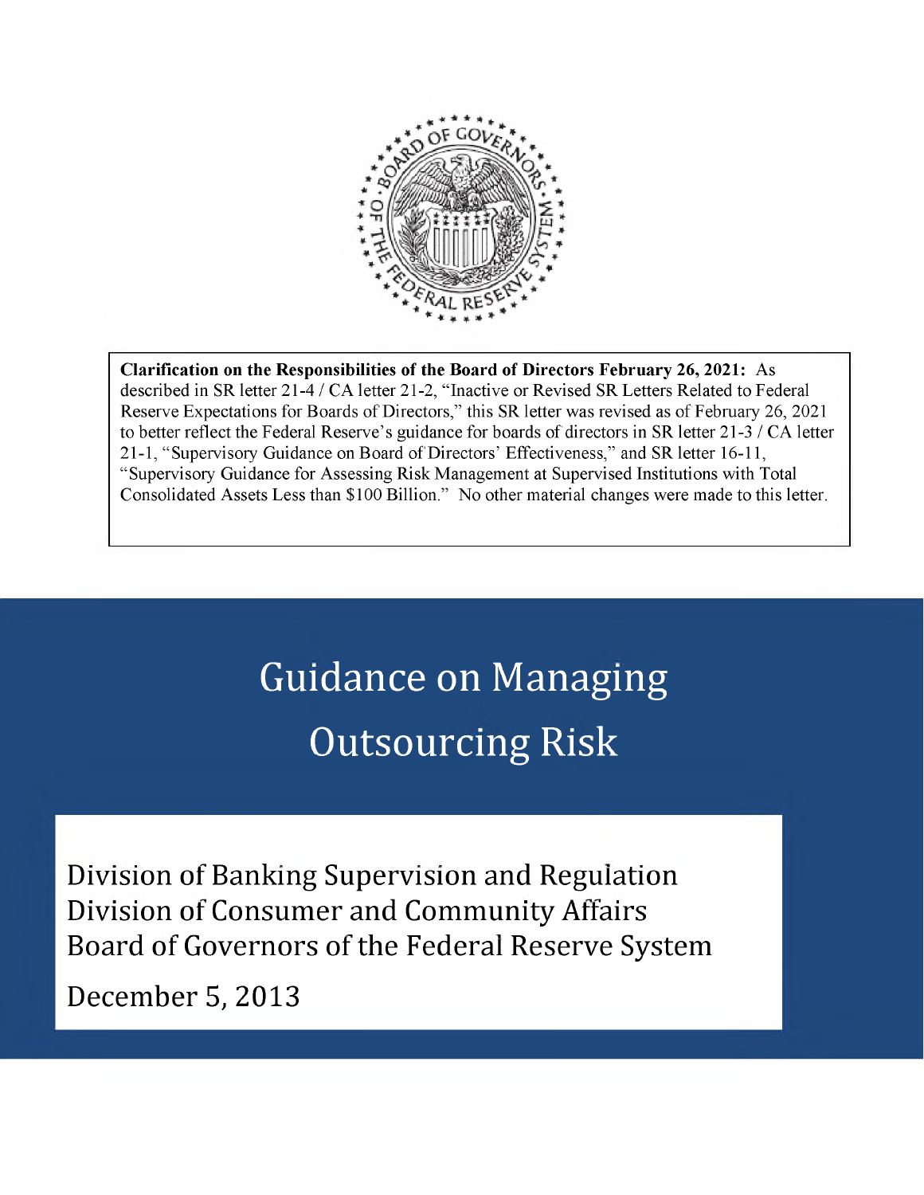**Clarification on the Responsibilities of the Board of Directors February 26, 2021:** As described in SR letter 21-4 / CA letter 21-2, "Inactive or Revised SR Letters Related to Federal Reserve Expectations for Boards of Directors," this SR letter was revised as of February 26, 2021 to better reflect the Federal Reserve's guidance for boards of directors in SR letter 21-3 / CA letter 21-1, "Supervisory Guidance on Board of Directors' Effectiveness," and SR letter 16-11, "Supervisory Guidance for Assessing Risk Management at Supervised Institutions with Total Consolidated Assets Less than $100 Billion." No other material changes were made to this letter.

# Guidance on Managing Outsourcing Risk

Division of Banking Supervision and Regulation
Division of Consumer and Community Affairs
Board of Governors of the Federal Reserve System

December 5, 2013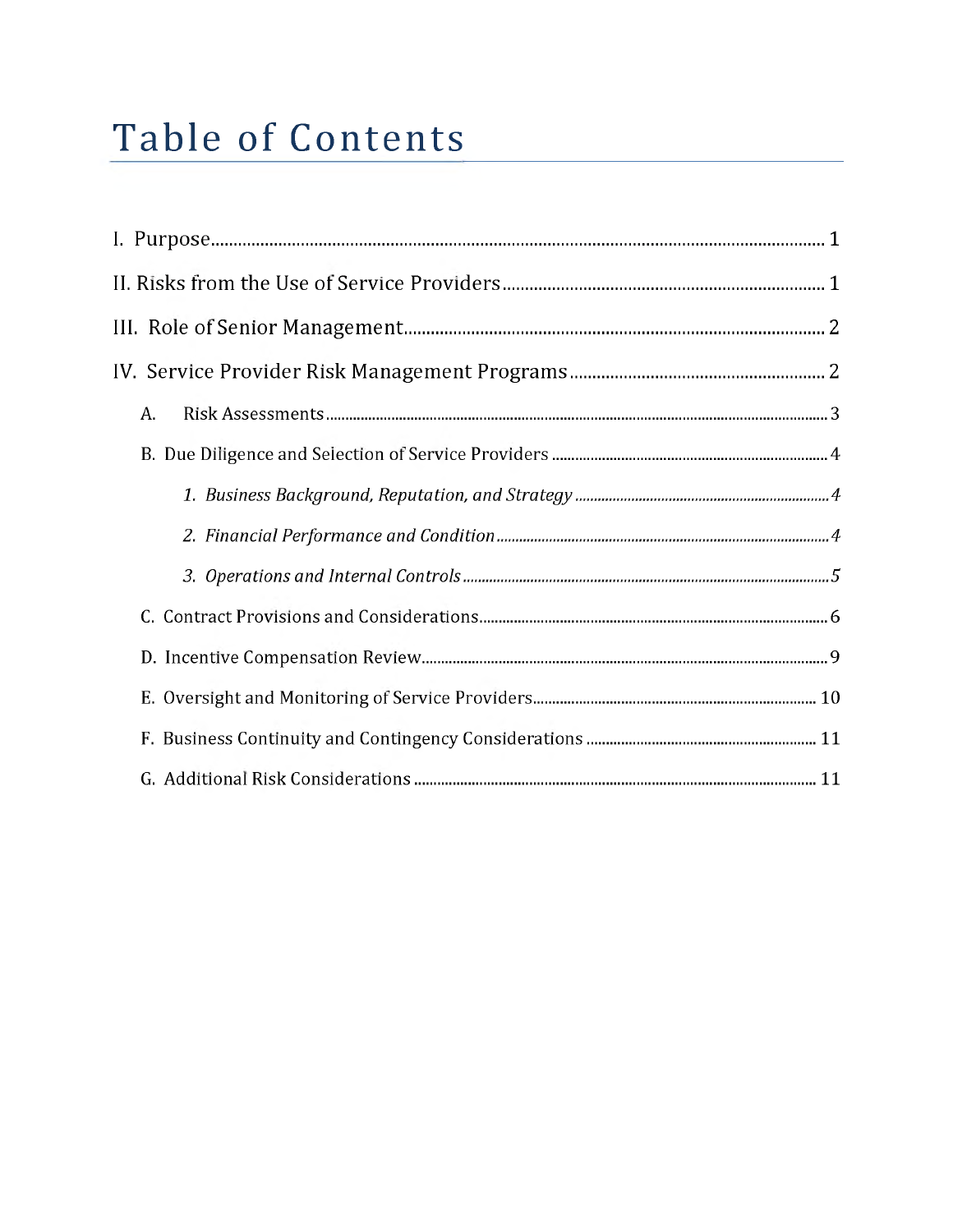# Table of Contents

I. Purpose 1

II. Risks from the Use of Service Providers 1

III. Role of Senior Management 2

IV. Service Provider Risk Management Programs 2

- A. Risk Assessments 3
- B. Due Diligence and Selection of Service Providers 4
  - *1. Business Background, Reputation, and Strategy* 4
  - *2. Financial Performance and Condition* 4
  - *3. Operations and Internal Controls* 5
- C. Contract Provisions and Considerations 6
- D. Incentive Compensation Review 9
- E. Oversight and Monitoring of Service Providers 10
- F. Business Continuity and Contingency Considerations 11
- G. Additional Risk Considerations 11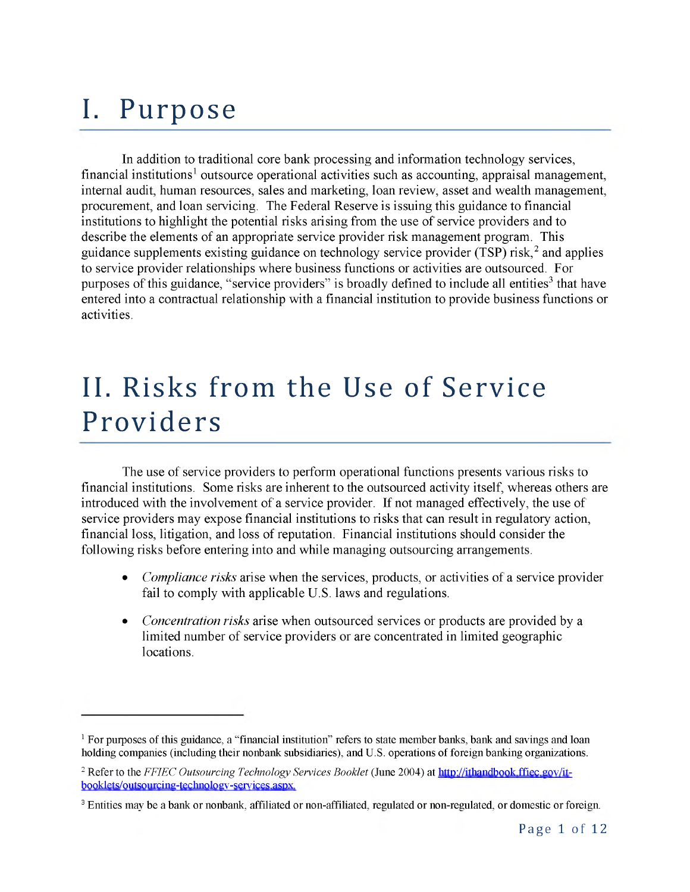# I. Purpose

In addition to traditional core bank processing and information technology services, financial institutions[1] outsource operational activities such as accounting, appraisal management, internal audit, human resources, sales and marketing, loan review, asset and wealth management, procurement, and loan servicing. The Federal Reserve is issuing this guidance to financial institutions to highlight the potential risks arising from the use of service providers and to describe the elements of an appropriate service provider risk management program. This guidance supplements existing guidance on technology service provider (TSP) risk,[2] and applies to service provider relationships where business functions or activities are outsourced. For purposes of this guidance, "service providers" is broadly defined to include all entities[3] that have entered into a contractual relationship with a financial institution to provide business functions or activities.

# II. Risks from the Use of Service Providers

The use of service providers to perform operational functions presents various risks to financial institutions. Some risks are inherent to the outsourced activity itself, whereas others are introduced with the involvement of a service provider. If not managed effectively, the use of service providers may expose financial institutions to risks that can result in regulatory action, financial loss, litigation, and loss of reputation. Financial institutions should consider the following risks before entering into and while managing outsourcing arrangements.

- *Compliance risks* arise when the services, products, or activities of a service provider fail to comply with applicable U.S. laws and regulations.
- *Concentration risks* arise when outsourced services or products are provided by a limited number of service providers or are concentrated in limited geographic locations.

---

[1] For purposes of this guidance, a "financial institution" refers to state member banks, bank and savings and loan holding companies (including their nonbank subsidiaries), and U.S. operations of foreign banking organizations.

[2] Refer to the *FFIEC Outsourcing Technology Services Booklet* (June 2004) at http://ithandbook.ffiec.gov/it-booklets/outsourcing-technology-services.aspx.

[3] Entities may be a bank or nonbank, affiliated or non-affiliated, regulated or non-regulated, or domestic or foreign.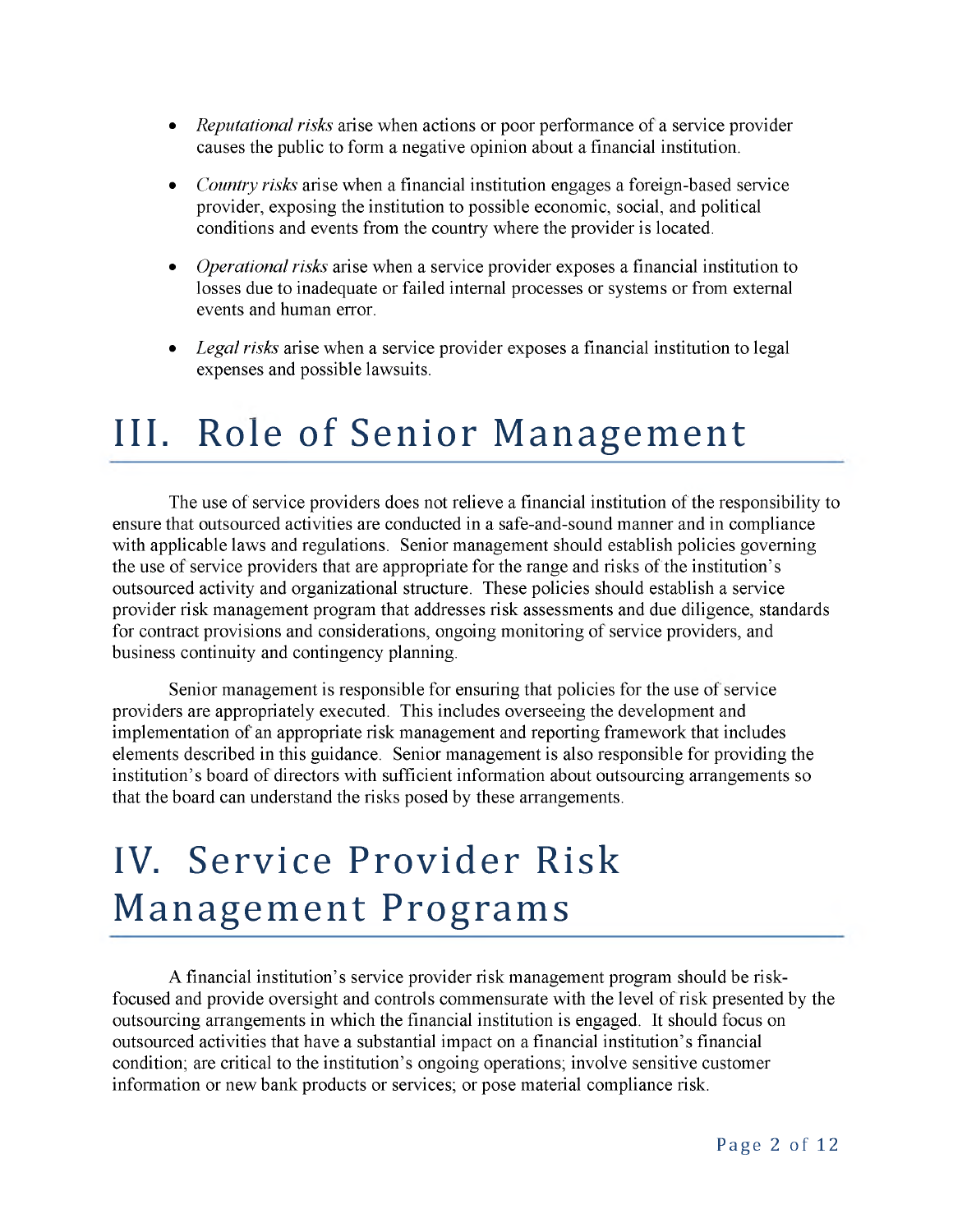- *Reputational risks* arise when actions or poor performance of a service provider causes the public to form a negative opinion about a financial institution.

- *Country risks* arise when a financial institution engages a foreign-based service provider, exposing the institution to possible economic, social, and political conditions and events from the country where the provider is located.

- *Operational risks* arise when a service provider exposes a financial institution to losses due to inadequate or failed internal processes or systems or from external events and human error.

- *Legal risks* arise when a service provider exposes a financial institution to legal expenses and possible lawsuits.

# III. Role of Senior Management

The use of service providers does not relieve a financial institution of the responsibility to ensure that outsourced activities are conducted in a safe-and-sound manner and in compliance with applicable laws and regulations. Senior management should establish policies governing the use of service providers that are appropriate for the range and risks of the institution's outsourced activity and organizational structure. These policies should establish a service provider risk management program that addresses risk assessments and due diligence, standards for contract provisions and considerations, ongoing monitoring of service providers, and business continuity and contingency planning.

Senior management is responsible for ensuring that policies for the use of service providers are appropriately executed. This includes overseeing the development and implementation of an appropriate risk management and reporting framework that includes elements described in this guidance. Senior management is also responsible for providing the institution's board of directors with sufficient information about outsourcing arrangements so that the board can understand the risks posed by these arrangements.

# IV. Service Provider Risk Management Programs

A financial institution's service provider risk management program should be risk-focused and provide oversight and controls commensurate with the level of risk presented by the outsourcing arrangements in which the financial institution is engaged. It should focus on outsourced activities that have a substantial impact on a financial institution's financial condition; are critical to the institution's ongoing operations; involve sensitive customer information or new bank products or services; or pose material compliance risk.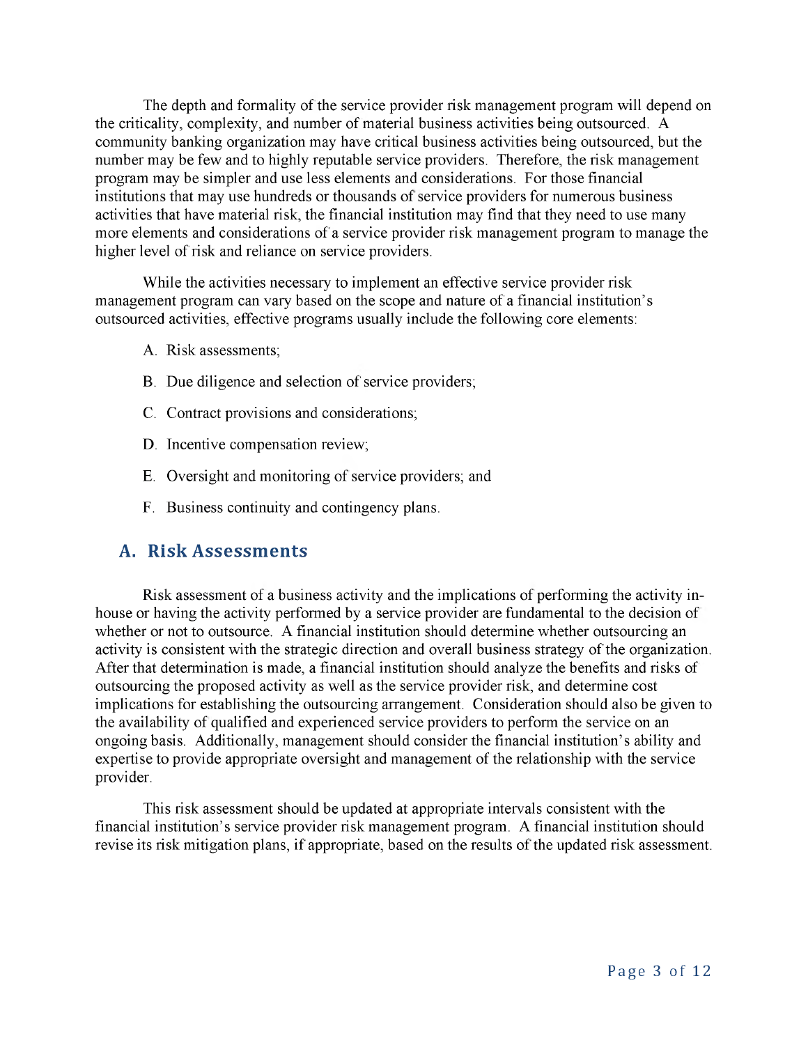The depth and formality of the service provider risk management program will depend on the criticality, complexity, and number of material business activities being outsourced. A community banking organization may have critical business activities being outsourced, but the number may be few and to highly reputable service providers. Therefore, the risk management program may be simpler and use less elements and considerations. For those financial institutions that may use hundreds or thousands of service providers for numerous business activities that have material risk, the financial institution may find that they need to use many more elements and considerations of a service provider risk management program to manage the higher level of risk and reliance on service providers.

While the activities necessary to implement an effective service provider risk management program can vary based on the scope and nature of a financial institution's outsourced activities, effective programs usually include the following core elements:

A. Risk assessments;

B. Due diligence and selection of service providers;

C. Contract provisions and considerations;

D. Incentive compensation review;

E. Oversight and monitoring of service providers; and

F. Business continuity and contingency plans.

## A. Risk Assessments

Risk assessment of a business activity and the implications of performing the activity in-house or having the activity performed by a service provider are fundamental to the decision of whether or not to outsource. A financial institution should determine whether outsourcing an activity is consistent with the strategic direction and overall business strategy of the organization. After that determination is made, a financial institution should analyze the benefits and risks of outsourcing the proposed activity as well as the service provider risk, and determine cost implications for establishing the outsourcing arrangement. Consideration should also be given to the availability of qualified and experienced service providers to perform the service on an ongoing basis. Additionally, management should consider the financial institution's ability and expertise to provide appropriate oversight and management of the relationship with the service provider.

This risk assessment should be updated at appropriate intervals consistent with the financial institution's service provider risk management program. A financial institution should revise its risk mitigation plans, if appropriate, based on the results of the updated risk assessment.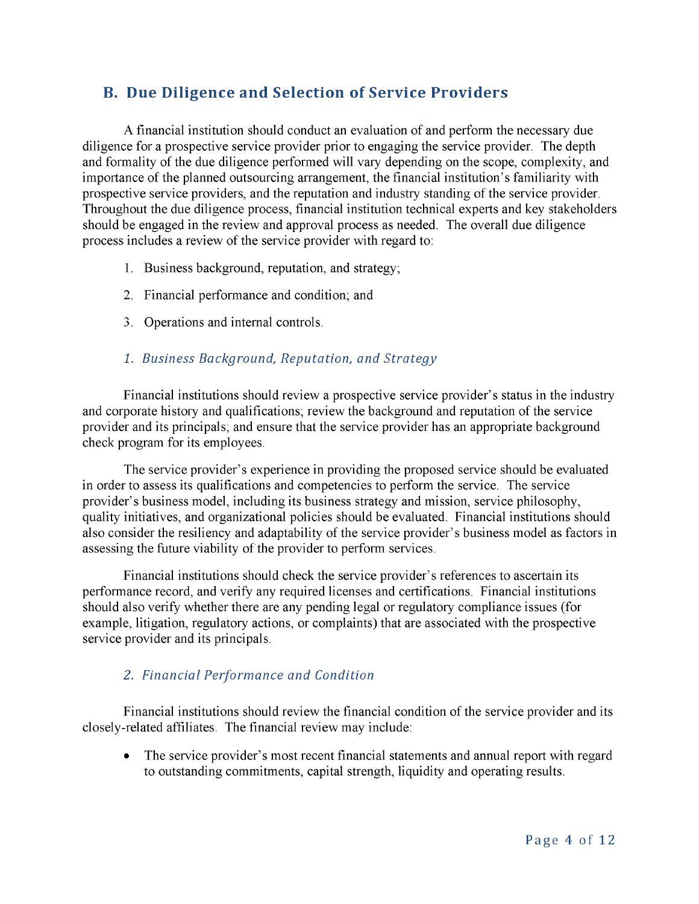## B. Due Diligence and Selection of Service Providers

A financial institution should conduct an evaluation of and perform the necessary due diligence for a prospective service provider prior to engaging the service provider. The depth and formality of the due diligence performed will vary depending on the scope, complexity, and importance of the planned outsourcing arrangement, the financial institution's familiarity with prospective service providers, and the reputation and industry standing of the service provider. Throughout the due diligence process, financial institution technical experts and key stakeholders should be engaged in the review and approval process as needed. The overall due diligence process includes a review of the service provider with regard to:

1. Business background, reputation, and strategy;
2. Financial performance and condition; and
3. Operations and internal controls.

### *1. Business Background, Reputation, and Strategy*

Financial institutions should review a prospective service provider's status in the industry and corporate history and qualifications; review the background and reputation of the service provider and its principals; and ensure that the service provider has an appropriate background check program for its employees.

The service provider's experience in providing the proposed service should be evaluated in order to assess its qualifications and competencies to perform the service. The service provider's business model, including its business strategy and mission, service philosophy, quality initiatives, and organizational policies should be evaluated. Financial institutions should also consider the resiliency and adaptability of the service provider's business model as factors in assessing the future viability of the provider to perform services.

Financial institutions should check the service provider's references to ascertain its performance record, and verify any required licenses and certifications. Financial institutions should also verify whether there are any pending legal or regulatory compliance issues (for example, litigation, regulatory actions, or complaints) that are associated with the prospective service provider and its principals.

### *2. Financial Performance and Condition*

Financial institutions should review the financial condition of the service provider and its closely-related affiliates. The financial review may include:

- The service provider's most recent financial statements and annual report with regard to outstanding commitments, capital strength, liquidity and operating results.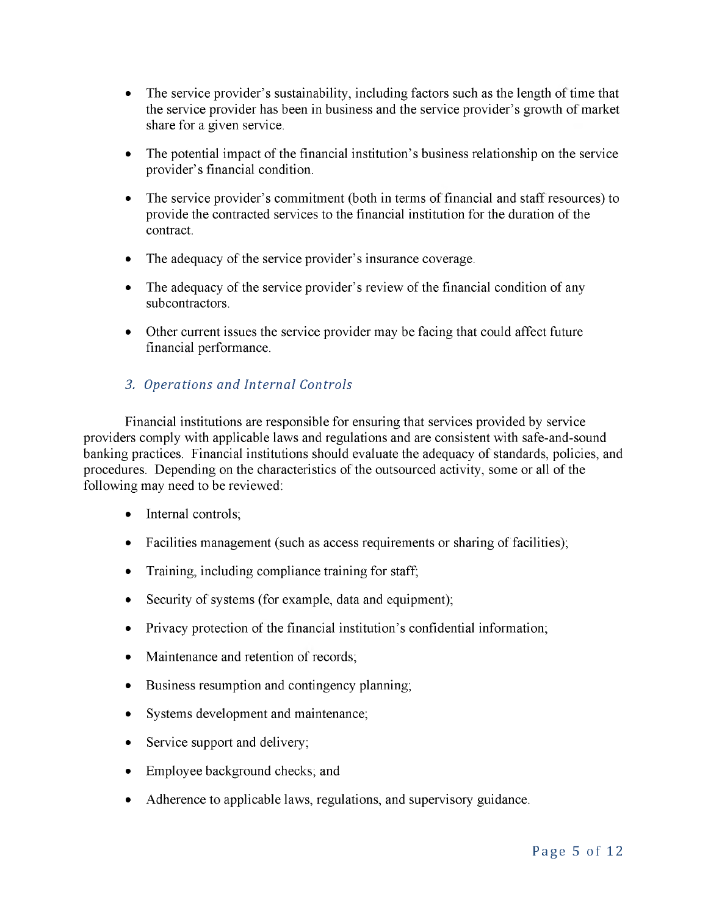- The service provider's sustainability, including factors such as the length of time that the service provider has been in business and the service provider's growth of market share for a given service.
- The potential impact of the financial institution's business relationship on the service provider's financial condition.
- The service provider's commitment (both in terms of financial and staff resources) to provide the contracted services to the financial institution for the duration of the contract.
- The adequacy of the service provider's insurance coverage.
- The adequacy of the service provider's review of the financial condition of any subcontractors.
- Other current issues the service provider may be facing that could affect future financial performance.

### *3. Operations and Internal Controls*

Financial institutions are responsible for ensuring that services provided by service providers comply with applicable laws and regulations and are consistent with safe-and-sound banking practices. Financial institutions should evaluate the adequacy of standards, policies, and procedures. Depending on the characteristics of the outsourced activity, some or all of the following may need to be reviewed:

- Internal controls;
- Facilities management (such as access requirements or sharing of facilities);
- Training, including compliance training for staff;
- Security of systems (for example, data and equipment);
- Privacy protection of the financial institution's confidential information;
- Maintenance and retention of records;
- Business resumption and contingency planning;
- Systems development and maintenance;
- Service support and delivery;
- Employee background checks; and
- Adherence to applicable laws, regulations, and supervisory guidance.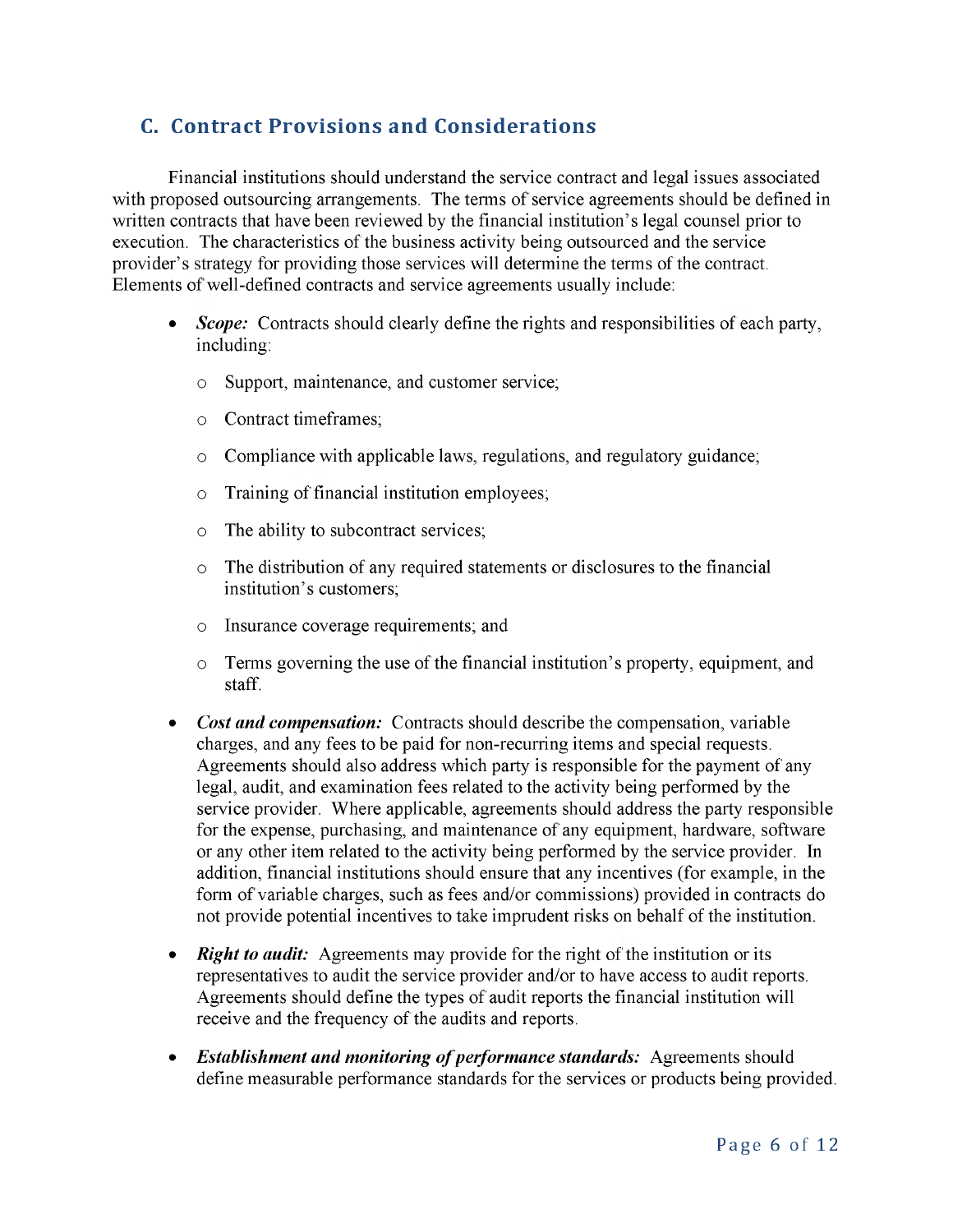## C. Contract Provisions and Considerations

Financial institutions should understand the service contract and legal issues associated with proposed outsourcing arrangements. The terms of service agreements should be defined in written contracts that have been reviewed by the financial institution's legal counsel prior to execution. The characteristics of the business activity being outsourced and the service provider's strategy for providing those services will determine the terms of the contract. Elements of well-defined contracts and service agreements usually include:

- ***Scope:*** Contracts should clearly define the rights and responsibilities of each party, including:
  - Support, maintenance, and customer service;
  - Contract timeframes;
  - Compliance with applicable laws, regulations, and regulatory guidance;
  - Training of financial institution employees;
  - The ability to subcontract services;
  - The distribution of any required statements or disclosures to the financial institution's customers;
  - Insurance coverage requirements; and
  - Terms governing the use of the financial institution's property, equipment, and staff.
- ***Cost and compensation:*** Contracts should describe the compensation, variable charges, and any fees to be paid for non-recurring items and special requests. Agreements should also address which party is responsible for the payment of any legal, audit, and examination fees related to the activity being performed by the service provider. Where applicable, agreements should address the party responsible for the expense, purchasing, and maintenance of any equipment, hardware, software or any other item related to the activity being performed by the service provider. In addition, financial institutions should ensure that any incentives (for example, in the form of variable charges, such as fees and/or commissions) provided in contracts do not provide potential incentives to take imprudent risks on behalf of the institution.
- ***Right to audit:*** Agreements may provide for the right of the institution or its representatives to audit the service provider and/or to have access to audit reports. Agreements should define the types of audit reports the financial institution will receive and the frequency of the audits and reports.
- ***Establishment and monitoring of performance standards:*** Agreements should define measurable performance standards for the services or products being provided.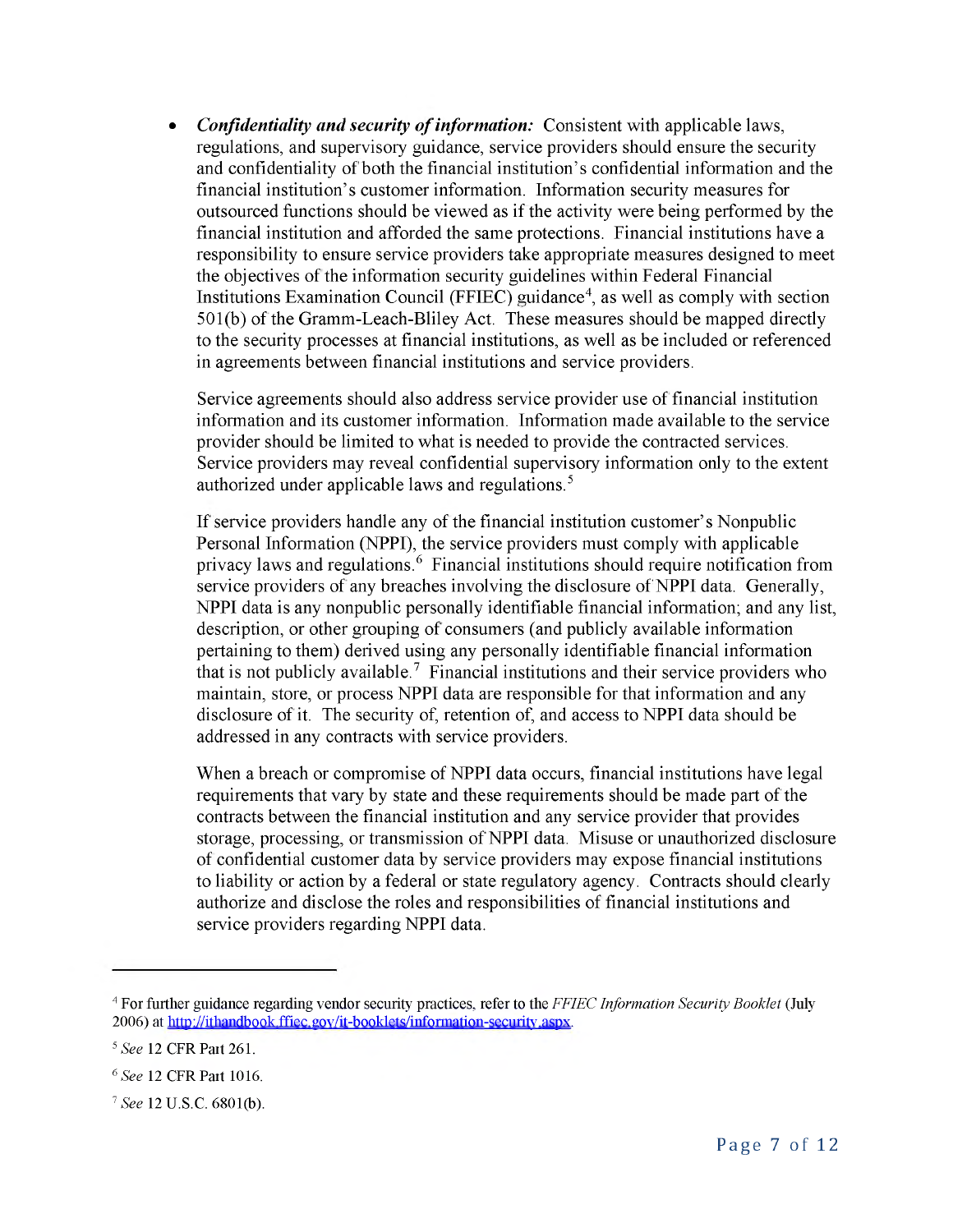- ***Confidentiality and security of information:*** Consistent with applicable laws, regulations, and supervisory guidance, service providers should ensure the security and confidentiality of both the financial institution's confidential information and the financial institution's customer information. Information security measures for outsourced functions should be viewed as if the activity were being performed by the financial institution and afforded the same protections. Financial institutions have a responsibility to ensure service providers take appropriate measures designed to meet the objectives of the information security guidelines within Federal Financial Institutions Examination Council (FFIEC) guidance[4], as well as comply with section 501(b) of the Gramm-Leach-Bliley Act. These measures should be mapped directly to the security processes at financial institutions, as well as be included or referenced in agreements between financial institutions and service providers.

  Service agreements should also address service provider use of financial institution information and its customer information. Information made available to the service provider should be limited to what is needed to provide the contracted services. Service providers may reveal confidential supervisory information only to the extent authorized under applicable laws and regulations.[5]

  If service providers handle any of the financial institution customer's Nonpublic Personal Information (NPPI), the service providers must comply with applicable privacy laws and regulations.[6] Financial institutions should require notification from service providers of any breaches involving the disclosure of NPPI data. Generally, NPPI data is any nonpublic personally identifiable financial information; and any list, description, or other grouping of consumers (and publicly available information pertaining to them) derived using any personally identifiable financial information that is not publicly available.[7] Financial institutions and their service providers who maintain, store, or process NPPI data are responsible for that information and any disclosure of it. The security of, retention of, and access to NPPI data should be addressed in any contracts with service providers.

  When a breach or compromise of NPPI data occurs, financial institutions have legal requirements that vary by state and these requirements should be made part of the contracts between the financial institution and any service provider that provides storage, processing, or transmission of NPPI data. Misuse or unauthorized disclosure of confidential customer data by service providers may expose financial institutions to liability or action by a federal or state regulatory agency. Contracts should clearly authorize and disclose the roles and responsibilities of financial institutions and service providers regarding NPPI data.

---

[4] For further guidance regarding vendor security practices, refer to the *FFIEC Information Security Booklet* (July 2006) at http://ithandbook.ffiec.gov/it-booklets/information-security.aspx.

[5] *See* 12 CFR Part 261.

[6] *See* 12 CFR Part 1016.

[7] *See* 12 U.S.C. 6801(b).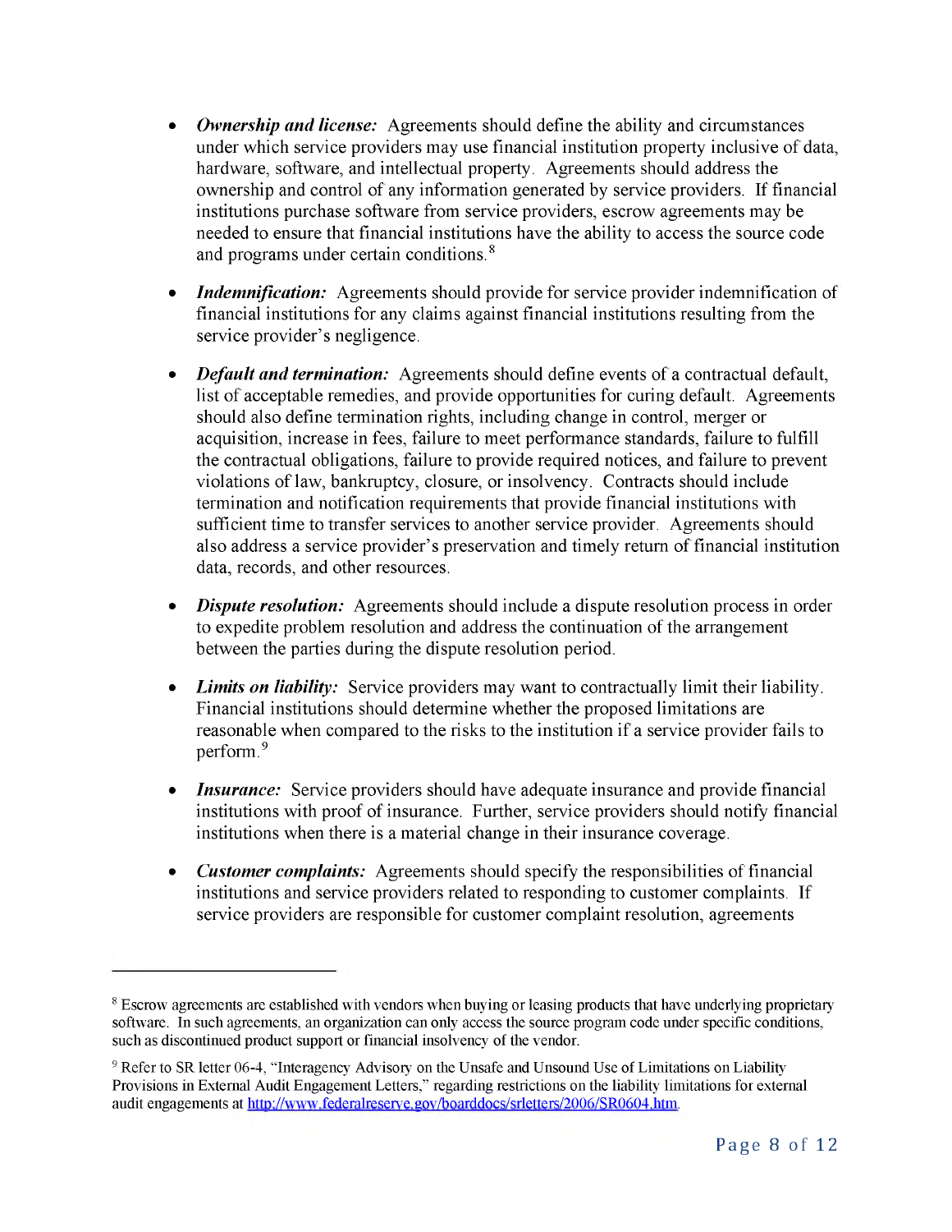- ***Ownership and license:*** Agreements should define the ability and circumstances under which service providers may use financial institution property inclusive of data, hardware, software, and intellectual property. Agreements should address the ownership and control of any information generated by service providers. If financial institutions purchase software from service providers, escrow agreements may be needed to ensure that financial institutions have the ability to access the source code and programs under certain conditions.[8]

- ***Indemnification:*** Agreements should provide for service provider indemnification of financial institutions for any claims against financial institutions resulting from the service provider's negligence.

- ***Default and termination:*** Agreements should define events of a contractual default, list of acceptable remedies, and provide opportunities for curing default. Agreements should also define termination rights, including change in control, merger or acquisition, increase in fees, failure to meet performance standards, failure to fulfill the contractual obligations, failure to provide required notices, and failure to prevent violations of law, bankruptcy, closure, or insolvency. Contracts should include termination and notification requirements that provide financial institutions with sufficient time to transfer services to another service provider. Agreements should also address a service provider's preservation and timely return of financial institution data, records, and other resources.

- ***Dispute resolution:*** Agreements should include a dispute resolution process in order to expedite problem resolution and address the continuation of the arrangement between the parties during the dispute resolution period.

- ***Limits on liability:*** Service providers may want to contractually limit their liability. Financial institutions should determine whether the proposed limitations are reasonable when compared to the risks to the institution if a service provider fails to perform.[9]

- ***Insurance:*** Service providers should have adequate insurance and provide financial institutions with proof of insurance. Further, service providers should notify financial institutions when there is a material change in their insurance coverage.

- ***Customer complaints:*** Agreements should specify the responsibilities of financial institutions and service providers related to responding to customer complaints. If service providers are responsible for customer complaint resolution, agreements

---

[8] Escrow agreements are established with vendors when buying or leasing products that have underlying proprietary software. In such agreements, an organization can only access the source program code under specific conditions, such as discontinued product support or financial insolvency of the vendor.

[9] Refer to SR letter 06-4, "Interagency Advisory on the Unsafe and Unsound Use of Limitations on Liability Provisions in External Audit Engagement Letters," regarding restrictions on the liability limitations for external audit engagements at http://www.federalreserve.gov/boarddocs/srletters/2006/SR0604.htm.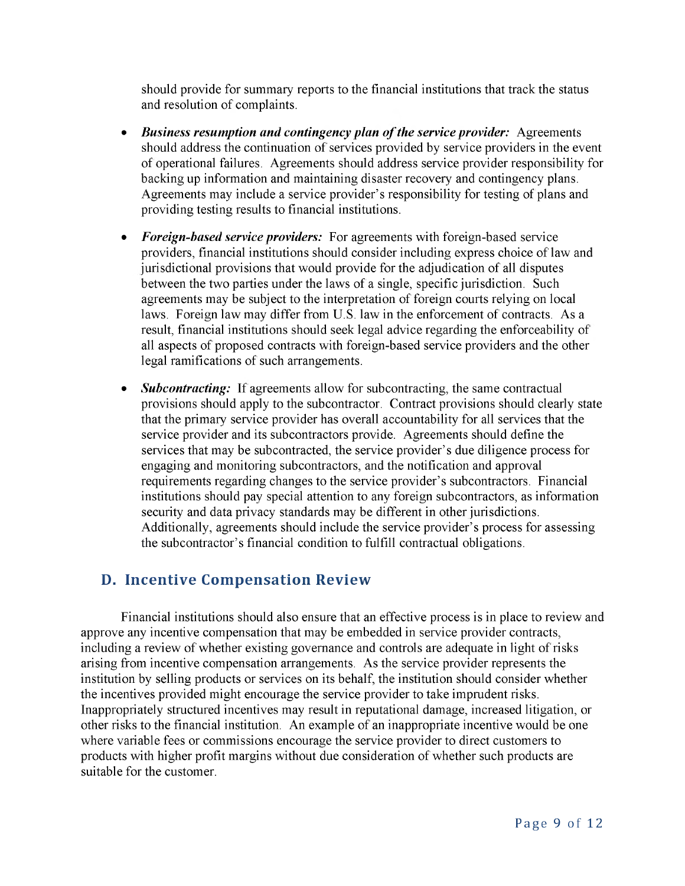should provide for summary reports to the financial institutions that track the status and resolution of complaints.

- ***Business resumption and contingency plan of the service provider:*** Agreements should address the continuation of services provided by service providers in the event of operational failures. Agreements should address service provider responsibility for backing up information and maintaining disaster recovery and contingency plans. Agreements may include a service provider's responsibility for testing of plans and providing testing results to financial institutions.

- ***Foreign-based service providers:*** For agreements with foreign-based service providers, financial institutions should consider including express choice of law and jurisdictional provisions that would provide for the adjudication of all disputes between the two parties under the laws of a single, specific jurisdiction. Such agreements may be subject to the interpretation of foreign courts relying on local laws. Foreign law may differ from U.S. law in the enforcement of contracts. As a result, financial institutions should seek legal advice regarding the enforceability of all aspects of proposed contracts with foreign-based service providers and the other legal ramifications of such arrangements.

- ***Subcontracting:*** If agreements allow for subcontracting, the same contractual provisions should apply to the subcontractor. Contract provisions should clearly state that the primary service provider has overall accountability for all services that the service provider and its subcontractors provide. Agreements should define the services that may be subcontracted, the service provider's due diligence process for engaging and monitoring subcontractors, and the notification and approval requirements regarding changes to the service provider's subcontractors. Financial institutions should pay special attention to any foreign subcontractors, as information security and data privacy standards may be different in other jurisdictions. Additionally, agreements should include the service provider's process for assessing the subcontractor's financial condition to fulfill contractual obligations.

## D. Incentive Compensation Review

Financial institutions should also ensure that an effective process is in place to review and approve any incentive compensation that may be embedded in service provider contracts, including a review of whether existing governance and controls are adequate in light of risks arising from incentive compensation arrangements. As the service provider represents the institution by selling products or services on its behalf, the institution should consider whether the incentives provided might encourage the service provider to take imprudent risks. Inappropriately structured incentives may result in reputational damage, increased litigation, or other risks to the financial institution. An example of an inappropriate incentive would be one where variable fees or commissions encourage the service provider to direct customers to products with higher profit margins without due consideration of whether such products are suitable for the customer.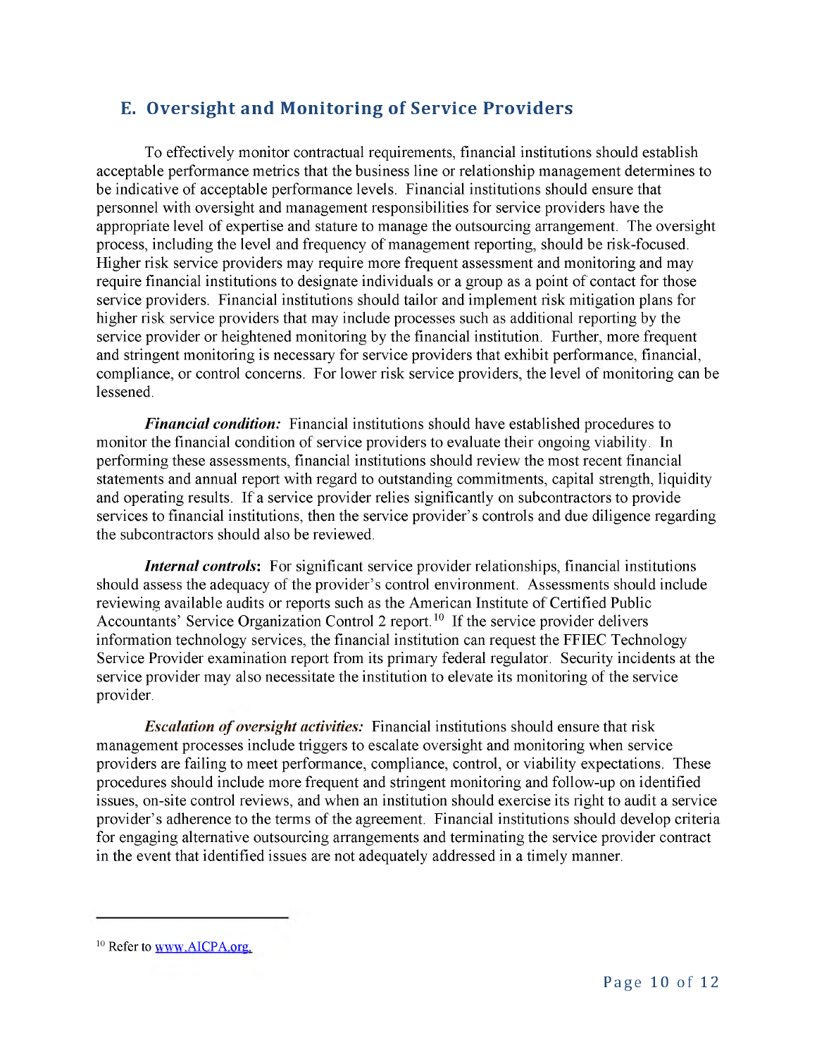## E. Oversight and Monitoring of Service Providers

To effectively monitor contractual requirements, financial institutions should establish acceptable performance metrics that the business line or relationship management determines to be indicative of acceptable performance levels. Financial institutions should ensure that personnel with oversight and management responsibilities for service providers have the appropriate level of expertise and stature to manage the outsourcing arrangement. The oversight process, including the level and frequency of management reporting, should be risk-focused. Higher risk service providers may require more frequent assessment and monitoring and may require financial institutions to designate individuals or a group as a point of contact for those service providers. Financial institutions should tailor and implement risk mitigation plans for higher risk service providers that may include processes such as additional reporting by the service provider or heightened monitoring by the financial institution. Further, more frequent and stringent monitoring is necessary for service providers that exhibit performance, financial, compliance, or control concerns. For lower risk service providers, the level of monitoring can be lessened.

***Financial condition:*** Financial institutions should have established procedures to monitor the financial condition of service providers to evaluate their ongoing viability. In performing these assessments, financial institutions should review the most recent financial statements and annual report with regard to outstanding commitments, capital strength, liquidity and operating results. If a service provider relies significantly on subcontractors to provide services to financial institutions, then the service provider's controls and due diligence regarding the subcontractors should also be reviewed.

***Internal controls*:** For significant service provider relationships, financial institutions should assess the adequacy of the provider's control environment. Assessments should include reviewing available audits or reports such as the American Institute of Certified Public Accountants' Service Organization Control 2 report.[10] If the service provider delivers information technology services, the financial institution can request the FFIEC Technology Service Provider examination report from its primary federal regulator. Security incidents at the service provider may also necessitate the institution to elevate its monitoring of the service provider.

***Escalation of oversight activities:*** Financial institutions should ensure that risk management processes include triggers to escalate oversight and monitoring when service providers are failing to meet performance, compliance, control, or viability expectations. These procedures should include more frequent and stringent monitoring and follow-up on identified issues, on-site control reviews, and when an institution should exercise its right to audit a service provider's adherence to the terms of the agreement. Financial institutions should develop criteria for engaging alternative outsourcing arrangements and terminating the service provider contract in the event that identified issues are not adequately addressed in a timely manner.

---

[10] Refer to www.AICPA.org.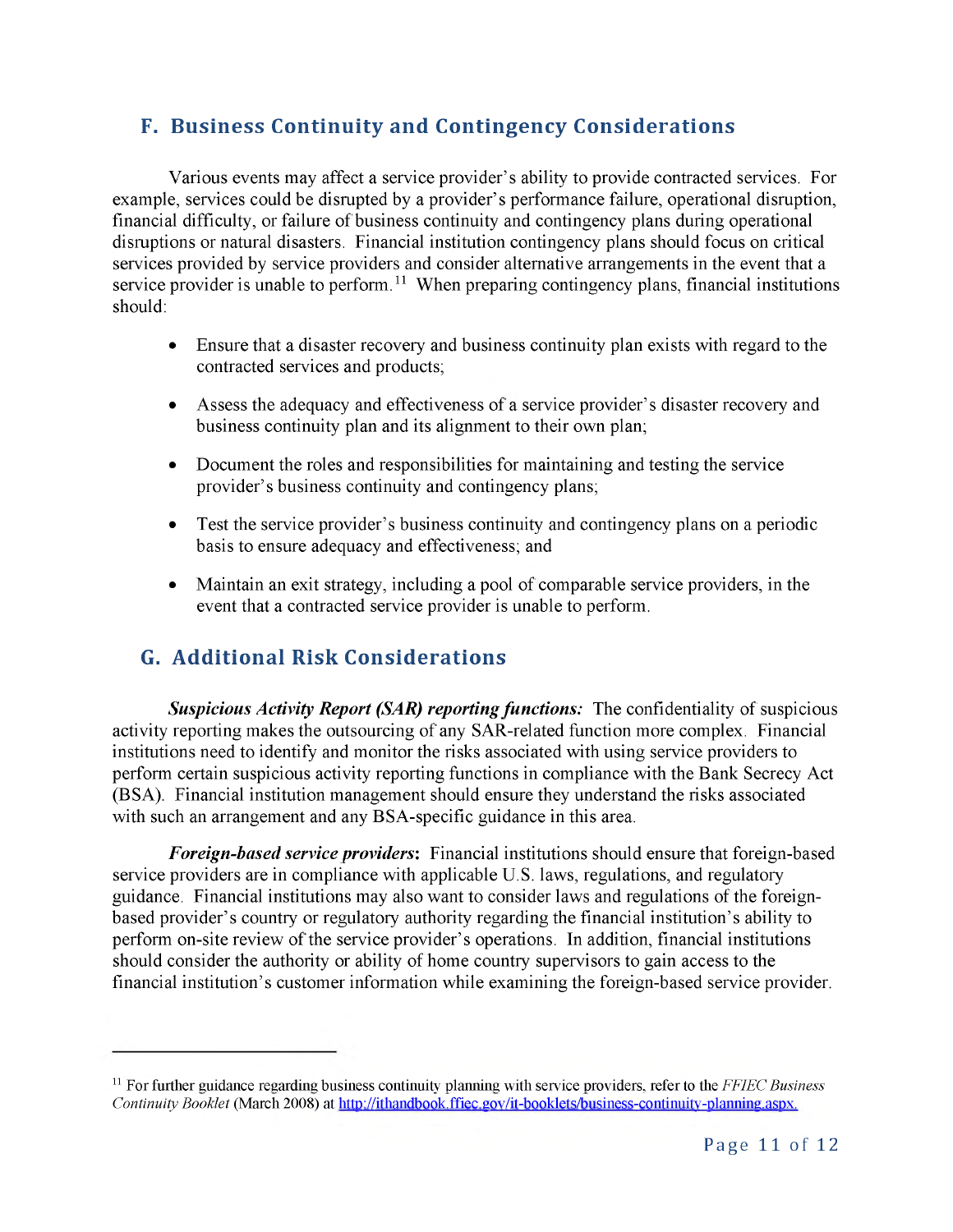## F. Business Continuity and Contingency Considerations

Various events may affect a service provider's ability to provide contracted services. For example, services could be disrupted by a provider's performance failure, operational disruption, financial difficulty, or failure of business continuity and contingency plans during operational disruptions or natural disasters. Financial institution contingency plans should focus on critical services provided by service providers and consider alternative arrangements in the event that a service provider is unable to perform.[11] When preparing contingency plans, financial institutions should:

- Ensure that a disaster recovery and business continuity plan exists with regard to the contracted services and products;
- Assess the adequacy and effectiveness of a service provider's disaster recovery and business continuity plan and its alignment to their own plan;
- Document the roles and responsibilities for maintaining and testing the service provider's business continuity and contingency plans;
- Test the service provider's business continuity and contingency plans on a periodic basis to ensure adequacy and effectiveness; and
- Maintain an exit strategy, including a pool of comparable service providers, in the event that a contracted service provider is unable to perform.

## G. Additional Risk Considerations

***Suspicious Activity Report (SAR) reporting functions:*** The confidentiality of suspicious activity reporting makes the outsourcing of any SAR-related function more complex. Financial institutions need to identify and monitor the risks associated with using service providers to perform certain suspicious activity reporting functions in compliance with the Bank Secrecy Act (BSA). Financial institution management should ensure they understand the risks associated with such an arrangement and any BSA-specific guidance in this area.

***Foreign-based service providers*:** Financial institutions should ensure that foreign-based service providers are in compliance with applicable U.S. laws, regulations, and regulatory guidance. Financial institutions may also want to consider laws and regulations of the foreign-based provider's country or regulatory authority regarding the financial institution's ability to perform on-site review of the service provider's operations. In addition, financial institutions should consider the authority or ability of home country supervisors to gain access to the financial institution's customer information while examining the foreign-based service provider.

---

[11] For further guidance regarding business continuity planning with service providers, refer to the *FFIEC Business Continuity Booklet* (March 2008) at http://ithandbook.ffiec.gov/it-booklets/business-continuity-planning.aspx.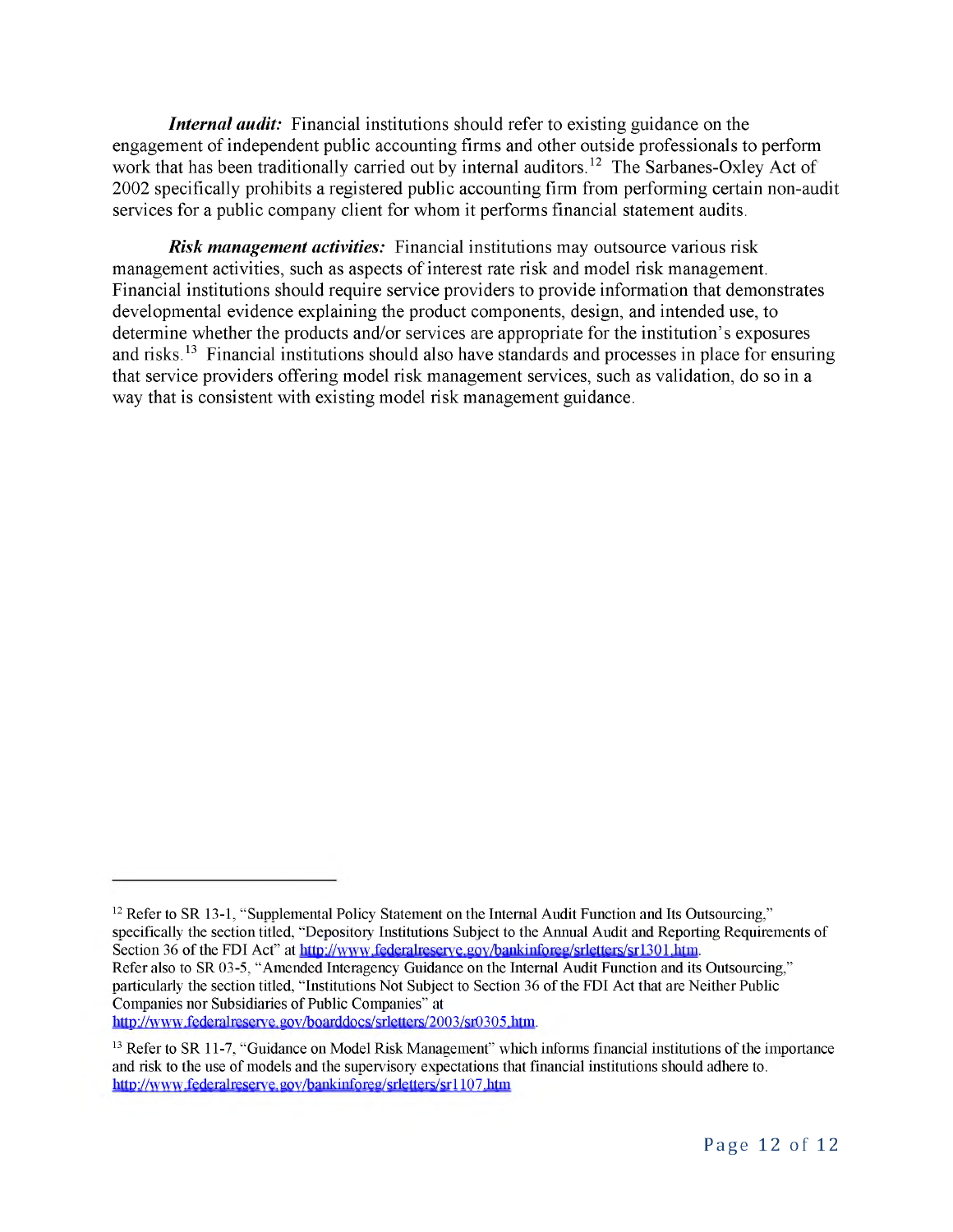***Internal audit:*** Financial institutions should refer to existing guidance on the engagement of independent public accounting firms and other outside professionals to perform work that has been traditionally carried out by internal auditors.[12] The Sarbanes-Oxley Act of 2002 specifically prohibits a registered public accounting firm from performing certain non-audit services for a public company client for whom it performs financial statement audits.

***Risk management activities:*** Financial institutions may outsource various risk management activities, such as aspects of interest rate risk and model risk management. Financial institutions should require service providers to provide information that demonstrates developmental evidence explaining the product components, design, and intended use, to determine whether the products and/or services are appropriate for the institution's exposures and risks.[13] Financial institutions should also have standards and processes in place for ensuring that service providers offering model risk management services, such as validation, do so in a way that is consistent with existing model risk management guidance.

---

[12] Refer to SR 13-1, "Supplemental Policy Statement on the Internal Audit Function and Its Outsourcing," specifically the section titled, "Depository Institutions Subject to the Annual Audit and Reporting Requirements of Section 36 of the FDI Act" at http://www.federalreserve.gov/bankinforeg/srletters/sr1301.htm.
Refer also to SR 03-5, "Amended Interagency Guidance on the Internal Audit Function and its Outsourcing," particularly the section titled, "Institutions Not Subject to Section 36 of the FDI Act that are Neither Public Companies nor Subsidiaries of Public Companies" at http://www.federalreserve.gov/boarddocs/srletters/2003/sr0305.htm.

[13] Refer to SR 11-7, "Guidance on Model Risk Management" which informs financial institutions of the importance and risk to the use of models and the supervisory expectations that financial institutions should adhere to. http://www.federalreserve.gov/bankinforeg/srletters/sr1107.htm